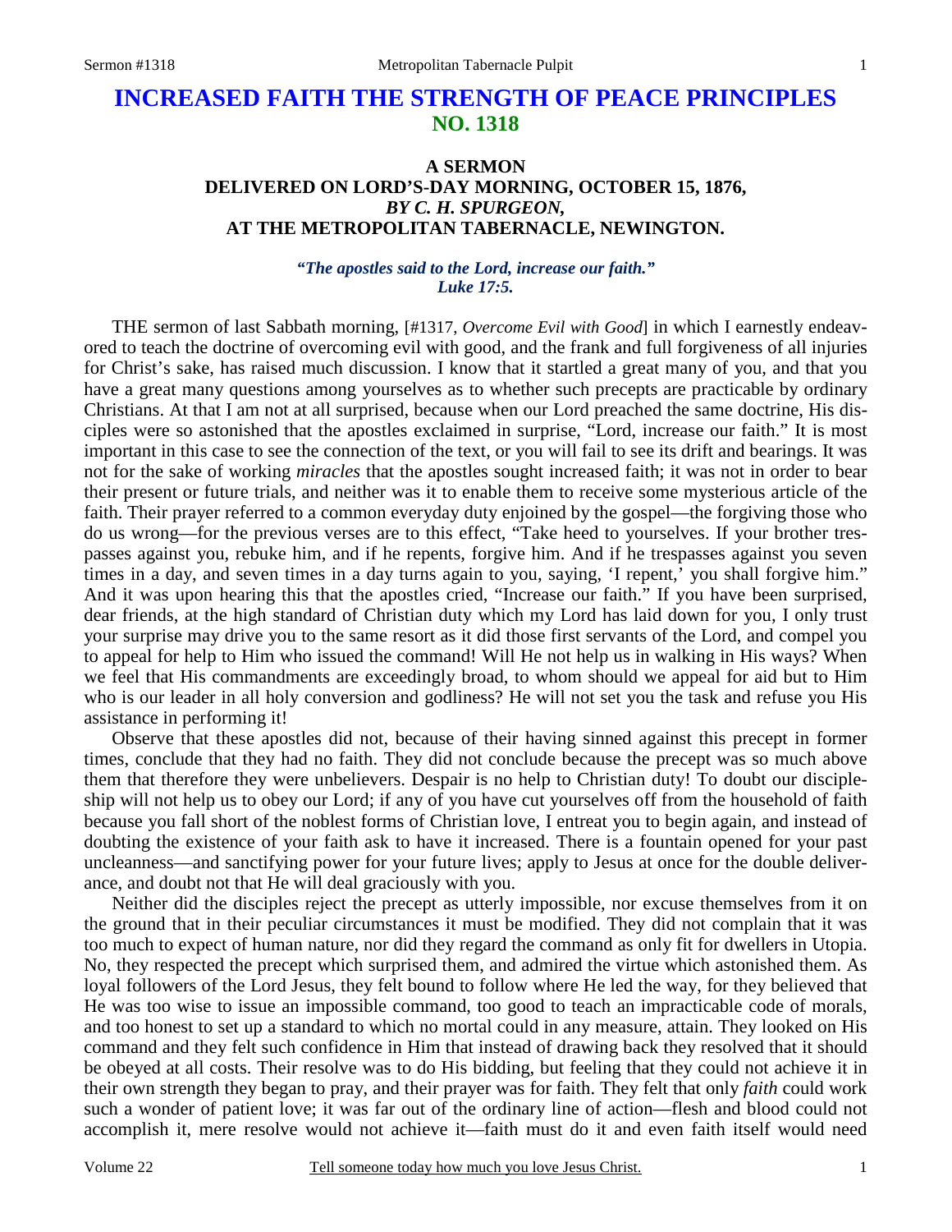# INCREASED FAITH THE STRENGTH OF PEACE PRINCIPLES
## NO. 1318

### A SERMON
### DELIVERED ON LORD'S-DAY MORNING, OCTOBER 15, 1876,
### *BY C. H. SPURGEON,*
### AT THE METROPOLITAN TABERNACLE, NEWINGTON.

*"The apostles said to the Lord, increase our faith."*
*Luke 17:5.*

THE sermon of last Sabbath morning, [#1317, *Overcome Evil with Good*] in which I earnestly endeavored to teach the doctrine of overcoming evil with good, and the frank and full forgiveness of all injuries for Christ's sake, has raised much discussion. I know that it startled a great many of you, and that you have a great many questions among yourselves as to whether such precepts are practicable by ordinary Christians. At that I am not at all surprised, because when our Lord preached the same doctrine, His disciples were so astonished that the apostles exclaimed in surprise, "Lord, increase our faith." It is most important in this case to see the connection of the text, or you will fail to see its drift and bearings. It was not for the sake of working *miracles* that the apostles sought increased faith; it was not in order to bear their present or future trials, and neither was it to enable them to receive some mysterious article of the faith. Their prayer referred to a common everyday duty enjoined by the gospel—the forgiving those who do us wrong—for the previous verses are to this effect, "Take heed to yourselves. If your brother trespasses against you, rebuke him, and if he repents, forgive him. And if he trespasses against you seven times in a day, and seven times in a day turns again to you, saying, 'I repent,' you shall forgive him." And it was upon hearing this that the apostles cried, "Increase our faith." If you have been surprised, dear friends, at the high standard of Christian duty which my Lord has laid down for you, I only trust your surprise may drive you to the same resort as it did those first servants of the Lord, and compel you to appeal for help to Him who issued the command! Will He not help us in walking in His ways? When we feel that His commandments are exceedingly broad, to whom should we appeal for aid but to Him who is our leader in all holy conversion and godliness? He will not set you the task and refuse you His assistance in performing it!

Observe that these apostles did not, because of their having sinned against this precept in former times, conclude that they had no faith. They did not conclude because the precept was so much above them that therefore they were unbelievers. Despair is no help to Christian duty! To doubt our discipleship will not help us to obey our Lord; if any of you have cut yourselves off from the household of faith because you fall short of the noblest forms of Christian love, I entreat you to begin again, and instead of doubting the existence of your faith ask to have it increased. There is a fountain opened for your past uncleanness—and sanctifying power for your future lives; apply to Jesus at once for the double deliverance, and doubt not that He will deal graciously with you.

Neither did the disciples reject the precept as utterly impossible, nor excuse themselves from it on the ground that in their peculiar circumstances it must be modified. They did not complain that it was too much to expect of human nature, nor did they regard the command as only fit for dwellers in Utopia. No, they respected the precept which surprised them, and admired the virtue which astonished them. As loyal followers of the Lord Jesus, they felt bound to follow where He led the way, for they believed that He was too wise to issue an impossible command, too good to teach an impracticable code of morals, and too honest to set up a standard to which no mortal could in any measure, attain. They looked on His command and they felt such confidence in Him that instead of drawing back they resolved that it should be obeyed at all costs. Their resolve was to do His bidding, but feeling that they could not achieve it in their own strength they began to pray, and their prayer was for faith. They felt that only *faith* could work such a wonder of patient love; it was far out of the ordinary line of action—flesh and blood could not accomplish it, mere resolve would not achieve it—faith must do it and even faith itself would need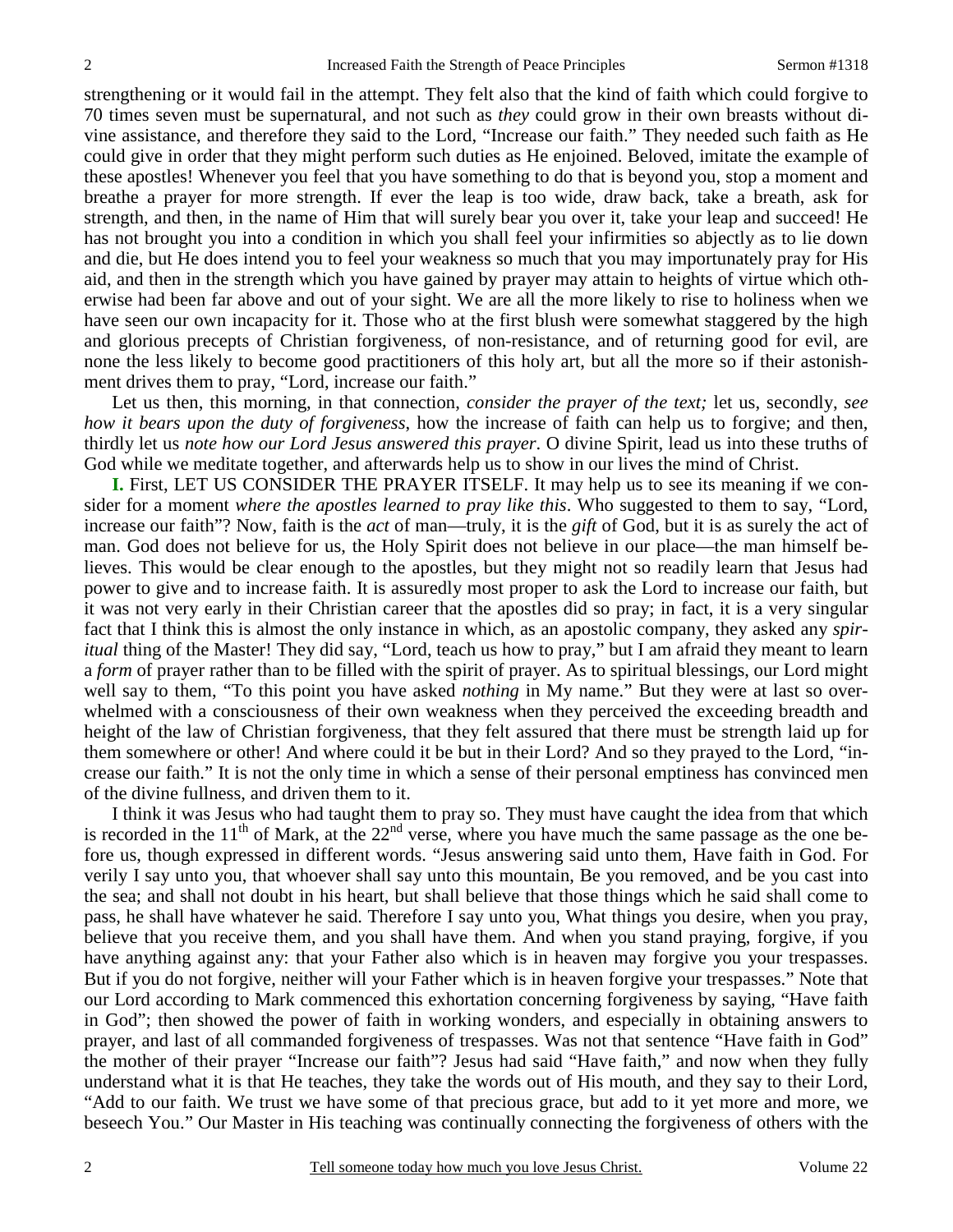strengthening or it would fail in the attempt. They felt also that the kind of faith which could forgive to 70 times seven must be supernatural, and not such as *they* could grow in their own breasts without divine assistance, and therefore they said to the Lord, "Increase our faith." They needed such faith as He could give in order that they might perform such duties as He enjoined. Beloved, imitate the example of these apostles! Whenever you feel that you have something to do that is beyond you, stop a moment and breathe a prayer for more strength. If ever the leap is too wide, draw back, take a breath, ask for strength, and then, in the name of Him that will surely bear you over it, take your leap and succeed! He has not brought you into a condition in which you shall feel your infirmities so abjectly as to lie down and die, but He does intend you to feel your weakness so much that you may importunately pray for His aid, and then in the strength which you have gained by prayer may attain to heights of virtue which otherwise had been far above and out of your sight. We are all the more likely to rise to holiness when we have seen our own incapacity for it. Those who at the first blush were somewhat staggered by the high and glorious precepts of Christian forgiveness, of non-resistance, and of returning good for evil, are none the less likely to become good practitioners of this holy art, but all the more so if their astonishment drives them to pray, "Lord, increase our faith."

Let us then, this morning, in that connection, *consider the prayer of the text;* let us, secondly, *see how it bears upon the duty of forgiveness*, how the increase of faith can help us to forgive; and then, thirdly let us *note how our Lord Jesus answered this prayer*. O divine Spirit, lead us into these truths of God while we meditate together, and afterwards help us to show in our lives the mind of Christ.

**I.** First, LET US CONSIDER THE PRAYER ITSELF. It may help us to see its meaning if we consider for a moment *where the apostles learned to pray like this*. Who suggested to them to say, "Lord, increase our faith"? Now, faith is the *act* of man—truly, it is the *gift* of God, but it is as surely the act of man. God does not believe for us, the Holy Spirit does not believe in our place—the man himself believes. This would be clear enough to the apostles, but they might not so readily learn that Jesus had power to give and to increase faith. It is assuredly most proper to ask the Lord to increase our faith, but it was not very early in their Christian career that the apostles did so pray; in fact, it is a very singular fact that I think this is almost the only instance in which, as an apostolic company, they asked any *spiritual* thing of the Master! They did say, "Lord, teach us how to pray," but I am afraid they meant to learn a *form* of prayer rather than to be filled with the spirit of prayer. As to spiritual blessings, our Lord might well say to them, "To this point you have asked *nothing* in My name." But they were at last so overwhelmed with a consciousness of their own weakness when they perceived the exceeding breadth and height of the law of Christian forgiveness, that they felt assured that there must be strength laid up for them somewhere or other! And where could it be but in their Lord? And so they prayed to the Lord, "increase our faith." It is not the only time in which a sense of their personal emptiness has convinced men of the divine fullness, and driven them to it.

I think it was Jesus who had taught them to pray so. They must have caught the idea from that which is recorded in the 11th of Mark, at the 22nd verse, where you have much the same passage as the one before us, though expressed in different words. "Jesus answering said unto them, Have faith in God. For verily I say unto you, that whoever shall say unto this mountain, Be you removed, and be you cast into the sea; and shall not doubt in his heart, but shall believe that those things which he said shall come to pass, he shall have whatever he said. Therefore I say unto you, What things you desire, when you pray, believe that you receive them, and you shall have them. And when you stand praying, forgive, if you have anything against any: that your Father also which is in heaven may forgive you your trespasses. But if you do not forgive, neither will your Father which is in heaven forgive your trespasses." Note that our Lord according to Mark commenced this exhortation concerning forgiveness by saying, "Have faith in God"; then showed the power of faith in working wonders, and especially in obtaining answers to prayer, and last of all commanded forgiveness of trespasses. Was not that sentence "Have faith in God" the mother of their prayer "Increase our faith"? Jesus had said "Have faith," and now when they fully understand what it is that He teaches, they take the words out of His mouth, and they say to their Lord, "Add to our faith. We trust we have some of that precious grace, but add to it yet more and more, we beseech You." Our Master in His teaching was continually connecting the forgiveness of others with the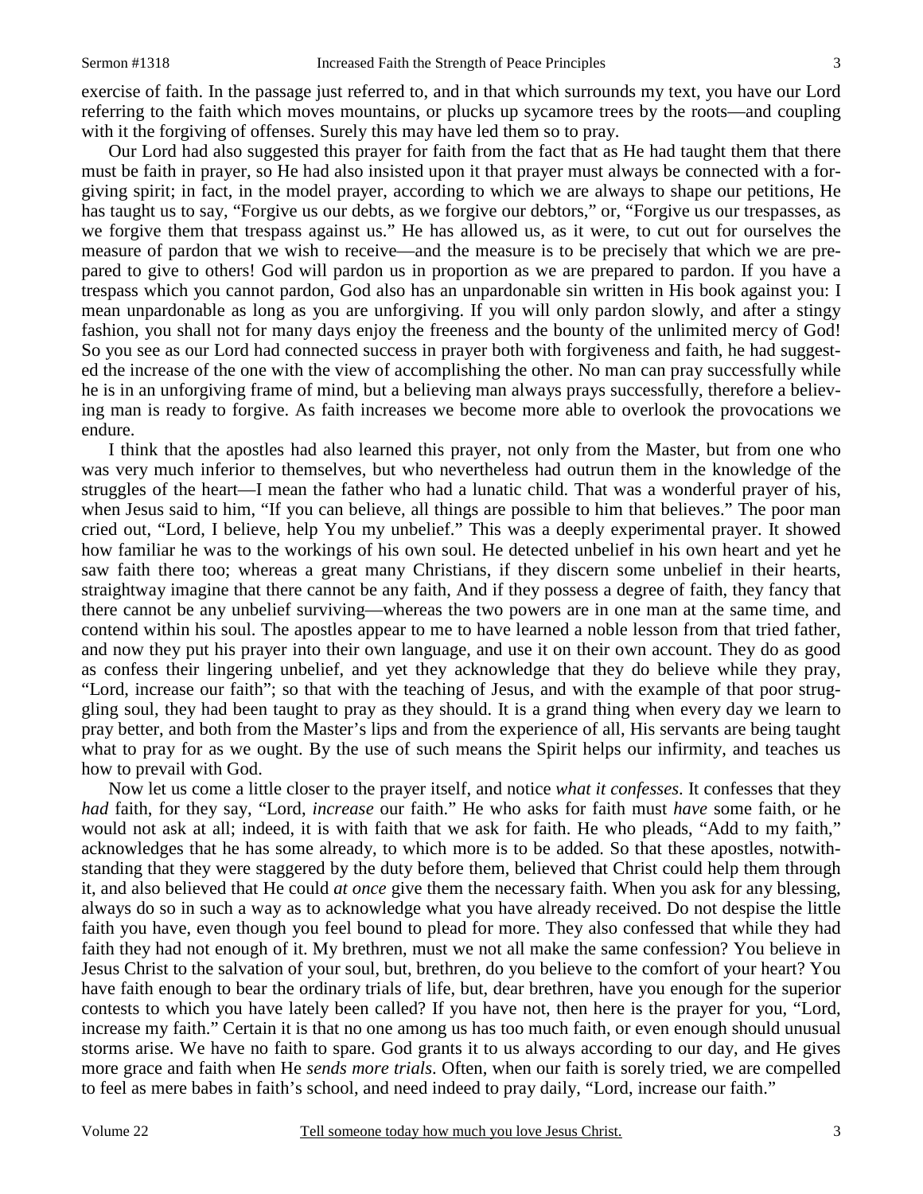exercise of faith. In the passage just referred to, and in that which surrounds my text, you have our Lord referring to the faith which moves mountains, or plucks up sycamore trees by the roots—and coupling with it the forgiving of offenses. Surely this may have led them so to pray.

Our Lord had also suggested this prayer for faith from the fact that as He had taught them that there must be faith in prayer, so He had also insisted upon it that prayer must always be connected with a forgiving spirit; in fact, in the model prayer, according to which we are always to shape our petitions, He has taught us to say, "Forgive us our debts, as we forgive our debtors," or, "Forgive us our trespasses, as we forgive them that trespass against us." He has allowed us, as it were, to cut out for ourselves the measure of pardon that we wish to receive—and the measure is to be precisely that which we are prepared to give to others! God will pardon us in proportion as we are prepared to pardon. If you have a trespass which you cannot pardon, God also has an unpardonable sin written in His book against you: I mean unpardonable as long as you are unforgiving. If you will only pardon slowly, and after a stingy fashion, you shall not for many days enjoy the freeness and the bounty of the unlimited mercy of God! So you see as our Lord had connected success in prayer both with forgiveness and faith, he had suggested the increase of the one with the view of accomplishing the other. No man can pray successfully while he is in an unforgiving frame of mind, but a believing man always prays successfully, therefore a believing man is ready to forgive. As faith increases we become more able to overlook the provocations we endure.

I think that the apostles had also learned this prayer, not only from the Master, but from one who was very much inferior to themselves, but who nevertheless had outrun them in the knowledge of the struggles of the heart—I mean the father who had a lunatic child. That was a wonderful prayer of his, when Jesus said to him, "If you can believe, all things are possible to him that believes." The poor man cried out, "Lord, I believe, help You my unbelief." This was a deeply experimental prayer. It showed how familiar he was to the workings of his own soul. He detected unbelief in his own heart and yet he saw faith there too; whereas a great many Christians, if they discern some unbelief in their hearts, straightway imagine that there cannot be any faith, And if they possess a degree of faith, they fancy that there cannot be any unbelief surviving—whereas the two powers are in one man at the same time, and contend within his soul. The apostles appear to me to have learned a noble lesson from that tried father, and now they put his prayer into their own language, and use it on their own account. They do as good as confess their lingering unbelief, and yet they acknowledge that they do believe while they pray, "Lord, increase our faith"; so that with the teaching of Jesus, and with the example of that poor struggling soul, they had been taught to pray as they should. It is a grand thing when every day we learn to pray better, and both from the Master's lips and from the experience of all, His servants are being taught what to pray for as we ought. By the use of such means the Spirit helps our infirmity, and teaches us how to prevail with God.

Now let us come a little closer to the prayer itself, and notice *what it confesses*. It confesses that they *had* faith, for they say, "Lord, *increase* our faith." He who asks for faith must *have* some faith, or he would not ask at all; indeed, it is with faith that we ask for faith. He who pleads, "Add to my faith," acknowledges that he has some already, to which more is to be added. So that these apostles, notwithstanding that they were staggered by the duty before them, believed that Christ could help them through it, and also believed that He could *at once* give them the necessary faith. When you ask for any blessing, always do so in such a way as to acknowledge what you have already received. Do not despise the little faith you have, even though you feel bound to plead for more. They also confessed that while they had faith they had not enough of it. My brethren, must we not all make the same confession? You believe in Jesus Christ to the salvation of your soul, but, brethren, do you believe to the comfort of your heart? You have faith enough to bear the ordinary trials of life, but, dear brethren, have you enough for the superior contests to which you have lately been called? If you have not, then here is the prayer for you, "Lord, increase my faith." Certain it is that no one among us has too much faith, or even enough should unusual storms arise. We have no faith to spare. God grants it to us always according to our day, and He gives more grace and faith when He *sends more trials*. Often, when our faith is sorely tried, we are compelled to feel as mere babes in faith's school, and need indeed to pray daily, "Lord, increase our faith."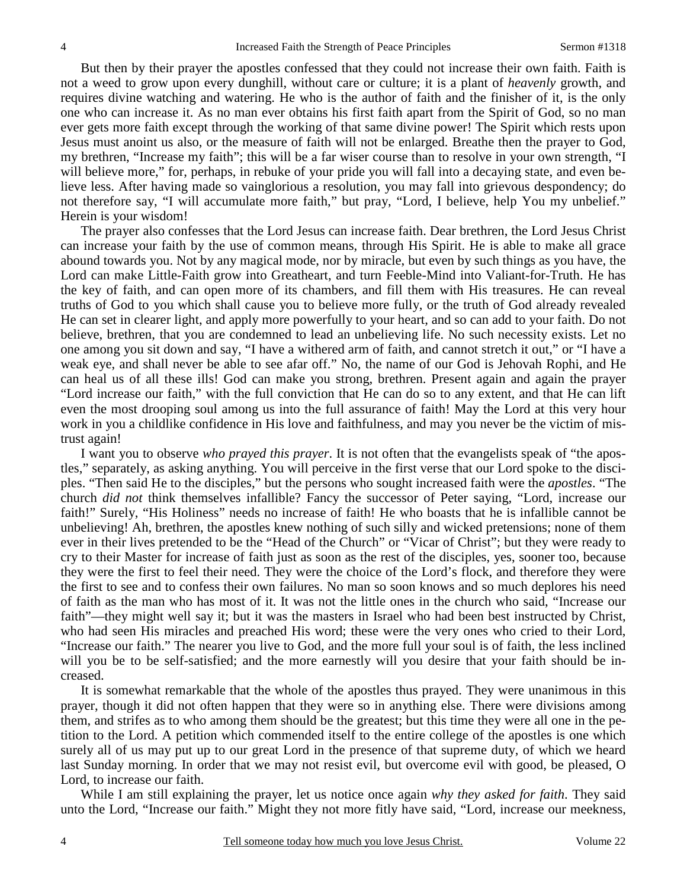But then by their prayer the apostles confessed that they could not increase their own faith. Faith is not a weed to grow upon every dunghill, without care or culture; it is a plant of *heavenly* growth, and requires divine watching and watering. He who is the author of faith and the finisher of it, is the only one who can increase it. As no man ever obtains his first faith apart from the Spirit of God, so no man ever gets more faith except through the working of that same divine power! The Spirit which rests upon Jesus must anoint us also, or the measure of faith will not be enlarged. Breathe then the prayer to God, my brethren, "Increase my faith"; this will be a far wiser course than to resolve in your own strength, "I will believe more," for, perhaps, in rebuke of your pride you will fall into a decaying state, and even believe less. After having made so vainglorious a resolution, you may fall into grievous despondency; do not therefore say, "I will accumulate more faith," but pray, "Lord, I believe, help You my unbelief." Herein is your wisdom!

The prayer also confesses that the Lord Jesus can increase faith. Dear brethren, the Lord Jesus Christ can increase your faith by the use of common means, through His Spirit. He is able to make all grace abound towards you. Not by any magical mode, nor by miracle, but even by such things as you have, the Lord can make Little-Faith grow into Greatheart, and turn Feeble-Mind into Valiant-for-Truth. He has the key of faith, and can open more of its chambers, and fill them with His treasures. He can reveal truths of God to you which shall cause you to believe more fully, or the truth of God already revealed He can set in clearer light, and apply more powerfully to your heart, and so can add to your faith. Do not believe, brethren, that you are condemned to lead an unbelieving life. No such necessity exists. Let no one among you sit down and say, "I have a withered arm of faith, and cannot stretch it out," or "I have a weak eye, and shall never be able to see afar off." No, the name of our God is Jehovah Rophi, and He can heal us of all these ills! God can make you strong, brethren. Present again and again the prayer "Lord increase our faith," with the full conviction that He can do so to any extent, and that He can lift even the most drooping soul among us into the full assurance of faith! May the Lord at this very hour work in you a childlike confidence in His love and faithfulness, and may you never be the victim of mistrust again!

I want you to observe *who prayed this prayer*. It is not often that the evangelists speak of "the apostles," separately, as asking anything. You will perceive in the first verse that our Lord spoke to the disciples. "Then said He to the disciples," but the persons who sought increased faith were the *apostles*. "The church *did not* think themselves infallible? Fancy the successor of Peter saying, "Lord, increase our faith!" Surely, "His Holiness" needs no increase of faith! He who boasts that he is infallible cannot be unbelieving! Ah, brethren, the apostles knew nothing of such silly and wicked pretensions; none of them ever in their lives pretended to be the "Head of the Church" or "Vicar of Christ"; but they were ready to cry to their Master for increase of faith just as soon as the rest of the disciples, yes, sooner too, because they were the first to feel their need. They were the choice of the Lord's flock, and therefore they were the first to see and to confess their own failures. No man so soon knows and so much deplores his need of faith as the man who has most of it. It was not the little ones in the church who said, "Increase our faith"—they might well say it; but it was the masters in Israel who had been best instructed by Christ, who had seen His miracles and preached His word; these were the very ones who cried to their Lord, "Increase our faith." The nearer you live to God, and the more full your soul is of faith, the less inclined will you be to be self-satisfied; and the more earnestly will you desire that your faith should be increased.

It is somewhat remarkable that the whole of the apostles thus prayed. They were unanimous in this prayer, though it did not often happen that they were so in anything else. There were divisions among them, and strifes as to who among them should be the greatest; but this time they were all one in the petition to the Lord. A petition which commended itself to the entire college of the apostles is one which surely all of us may put up to our great Lord in the presence of that supreme duty, of which we heard last Sunday morning. In order that we may not resist evil, but overcome evil with good, be pleased, O Lord, to increase our faith.

While I am still explaining the prayer, let us notice once again *why they asked for faith*. They said unto the Lord, "Increase our faith." Might they not more fitly have said, "Lord, increase our meekness,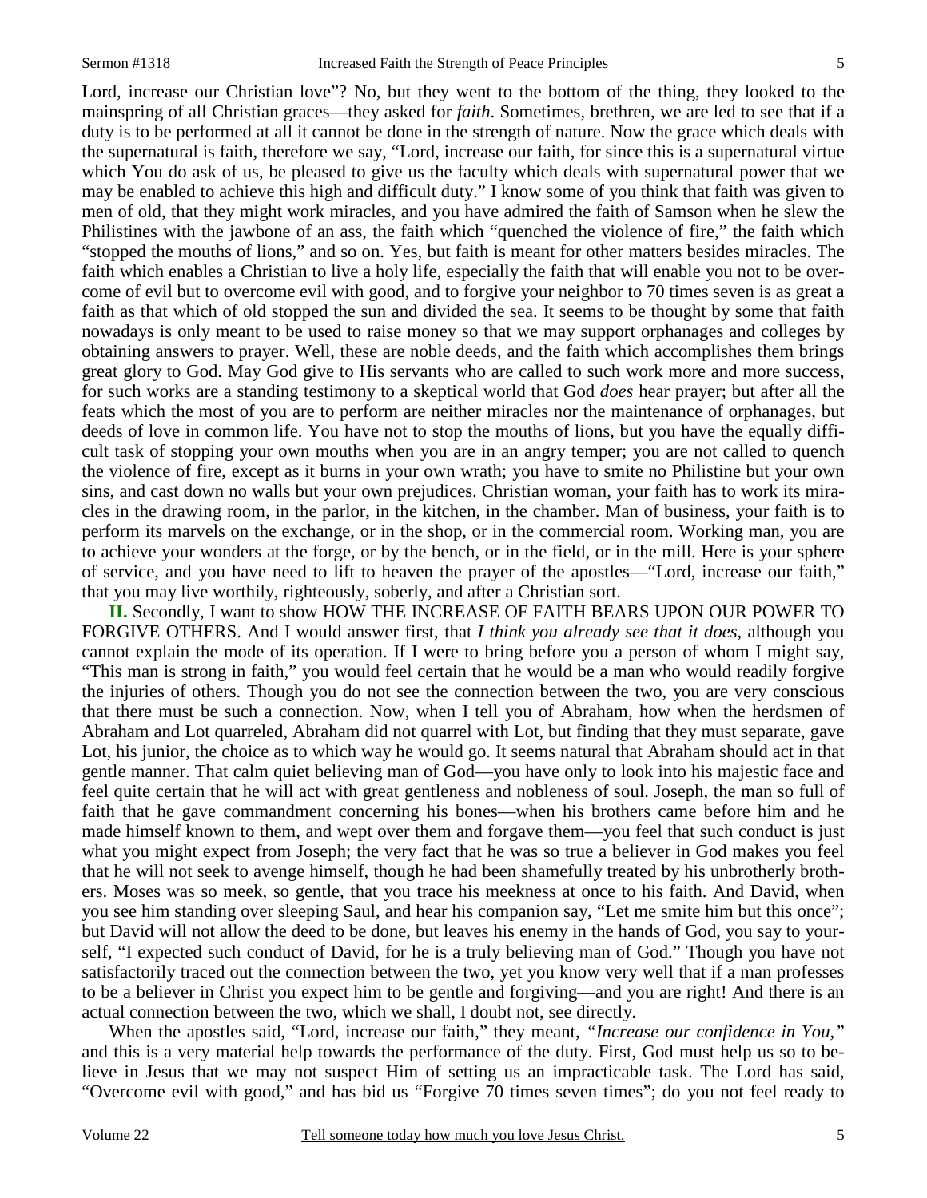Lord, increase our Christian love"? No, but they went to the bottom of the thing, they looked to the mainspring of all Christian graces—they asked for *faith*. Sometimes, brethren, we are led to see that if a duty is to be performed at all it cannot be done in the strength of nature. Now the grace which deals with the supernatural is faith, therefore we say, "Lord, increase our faith, for since this is a supernatural virtue which You do ask of us, be pleased to give us the faculty which deals with supernatural power that we may be enabled to achieve this high and difficult duty." I know some of you think that faith was given to men of old, that they might work miracles, and you have admired the faith of Samson when he slew the Philistines with the jawbone of an ass, the faith which "quenched the violence of fire," the faith which "stopped the mouths of lions," and so on. Yes, but faith is meant for other matters besides miracles. The faith which enables a Christian to live a holy life, especially the faith that will enable you not to be overcome of evil but to overcome evil with good, and to forgive your neighbor to 70 times seven is as great a faith as that which of old stopped the sun and divided the sea. It seems to be thought by some that faith nowadays is only meant to be used to raise money so that we may support orphanages and colleges by obtaining answers to prayer. Well, these are noble deeds, and the faith which accomplishes them brings great glory to God. May God give to His servants who are called to such work more and more success, for such works are a standing testimony to a skeptical world that God *does* hear prayer; but after all the feats which the most of you are to perform are neither miracles nor the maintenance of orphanages, but deeds of love in common life. You have not to stop the mouths of lions, but you have the equally difficult task of stopping your own mouths when you are in an angry temper; you are not called to quench the violence of fire, except as it burns in your own wrath; you have to smite no Philistine but your own sins, and cast down no walls but your own prejudices. Christian woman, your faith has to work its miracles in the drawing room, in the parlor, in the kitchen, in the chamber. Man of business, your faith is to perform its marvels on the exchange, or in the shop, or in the commercial room. Working man, you are to achieve your wonders at the forge, or by the bench, or in the field, or in the mill. Here is your sphere of service, and you have need to lift to heaven the prayer of the apostles—"Lord, increase our faith," that you may live worthily, righteously, soberly, and after a Christian sort.

**II.** Secondly, I want to show HOW THE INCREASE OF FAITH BEARS UPON OUR POWER TO FORGIVE OTHERS. And I would answer first, that *I think you already see that it does*, although you cannot explain the mode of its operation. If I were to bring before you a person of whom I might say, "This man is strong in faith," you would feel certain that he would be a man who would readily forgive the injuries of others. Though you do not see the connection between the two, you are very conscious that there must be such a connection. Now, when I tell you of Abraham, how when the herdsmen of Abraham and Lot quarreled, Abraham did not quarrel with Lot, but finding that they must separate, gave Lot, his junior, the choice as to which way he would go. It seems natural that Abraham should act in that gentle manner. That calm quiet believing man of God—you have only to look into his majestic face and feel quite certain that he will act with great gentleness and nobleness of soul. Joseph, the man so full of faith that he gave commandment concerning his bones—when his brothers came before him and he made himself known to them, and wept over them and forgave them—you feel that such conduct is just what you might expect from Joseph; the very fact that he was so true a believer in God makes you feel that he will not seek to avenge himself, though he had been shamefully treated by his unbrotherly brothers. Moses was so meek, so gentle, that you trace his meekness at once to his faith. And David, when you see him standing over sleeping Saul, and hear his companion say, "Let me smite him but this once"; but David will not allow the deed to be done, but leaves his enemy in the hands of God, you say to yourself, "I expected such conduct of David, for he is a truly believing man of God." Though you have not satisfactorily traced out the connection between the two, yet you know very well that if a man professes to be a believer in Christ you expect him to be gentle and forgiving—and you are right! And there is an actual connection between the two, which we shall, I doubt not, see directly.

When the apostles said, "Lord, increase our faith," they meant, *"Increase our confidence in You,"* and this is a very material help towards the performance of the duty. First, God must help us so to believe in Jesus that we may not suspect Him of setting us an impracticable task. The Lord has said, "Overcome evil with good," and has bid us "Forgive 70 times seven times"; do you not feel ready to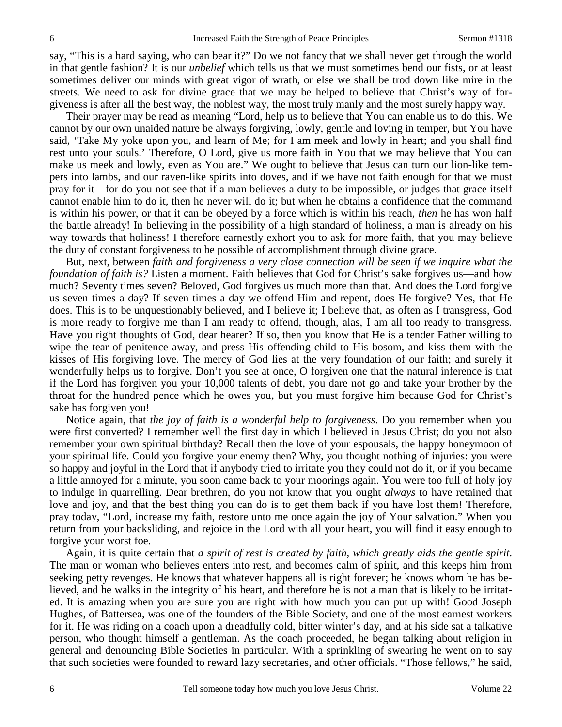say, "This is a hard saying, who can bear it?" Do we not fancy that we shall never get through the world in that gentle fashion? It is our *unbelief* which tells us that we must sometimes bend our fists, or at least sometimes deliver our minds with great vigor of wrath, or else we shall be trod down like mire in the streets. We need to ask for divine grace that we may be helped to believe that Christ's way of forgiveness is after all the best way, the noblest way, the most truly manly and the most surely happy way.

Their prayer may be read as meaning "Lord, help us to believe that You can enable us to do this. We cannot by our own unaided nature be always forgiving, lowly, gentle and loving in temper, but You have said, 'Take My yoke upon you, and learn of Me; for I am meek and lowly in heart; and you shall find rest unto your souls.' Therefore, O Lord, give us more faith in You that we may believe that You can make us meek and lowly, even as You are." We ought to believe that Jesus can turn our lion-like tempers into lambs, and our raven-like spirits into doves, and if we have not faith enough for that we must pray for it—for do you not see that if a man believes a duty to be impossible, or judges that grace itself cannot enable him to do it, then he never will do it; but when he obtains a confidence that the command is within his power, or that it can be obeyed by a force which is within his reach, *then* he has won half the battle already! In believing in the possibility of a high standard of holiness, a man is already on his way towards that holiness! I therefore earnestly exhort you to ask for more faith, that you may believe the duty of constant forgiveness to be possible of accomplishment through divine grace.

But, next, between *faith and forgiveness a very close connection will be seen if we inquire what the foundation of faith is?* Listen a moment. Faith believes that God for Christ's sake forgives us—and how much? Seventy times seven? Beloved, God forgives us much more than that. And does the Lord forgive us seven times a day? If seven times a day we offend Him and repent, does He forgive? Yes, that He does. This is to be unquestionably believed, and I believe it; I believe that, as often as I transgress, God is more ready to forgive me than I am ready to offend, though, alas, I am all too ready to transgress. Have you right thoughts of God, dear hearer? If so, then you know that He is a tender Father willing to wipe the tear of penitence away, and press His offending child to His bosom, and kiss them with the kisses of His forgiving love. The mercy of God lies at the very foundation of our faith; and surely it wonderfully helps us to forgive. Don't you see at once, O forgiven one that the natural inference is that if the Lord has forgiven you your 10,000 talents of debt, you dare not go and take your brother by the throat for the hundred pence which he owes you, but you must forgive him because God for Christ's sake has forgiven you!

Notice again, that *the joy of faith is a wonderful help to forgiveness*. Do you remember when you were first converted? I remember well the first day in which I believed in Jesus Christ; do you not also remember your own spiritual birthday? Recall then the love of your espousals, the happy honeymoon of your spiritual life. Could you forgive your enemy then? Why, you thought nothing of injuries: you were so happy and joyful in the Lord that if anybody tried to irritate you they could not do it, or if you became a little annoyed for a minute, you soon came back to your moorings again. You were too full of holy joy to indulge in quarrelling. Dear brethren, do you not know that you ought *always* to have retained that love and joy, and that the best thing you can do is to get them back if you have lost them! Therefore, pray today, "Lord, increase my faith, restore unto me once again the joy of Your salvation." When you return from your backsliding, and rejoice in the Lord with all your heart, you will find it easy enough to forgive your worst foe.

Again, it is quite certain that *a spirit of rest is created by faith, which greatly aids the gentle spirit.* The man or woman who believes enters into rest, and becomes calm of spirit, and this keeps him from seeking petty revenges. He knows that whatever happens all is right forever; he knows whom he has believed, and he walks in the integrity of his heart, and therefore he is not a man that is likely to be irritated. It is amazing when you are sure you are right with how much you can put up with! Good Joseph Hughes, of Battersea, was one of the founders of the Bible Society, and one of the most earnest workers for it. He was riding on a coach upon a dreadfully cold, bitter winter's day, and at his side sat a talkative person, who thought himself a gentleman. As the coach proceeded, he began talking about religion in general and denouncing Bible Societies in particular. With a sprinkling of swearing he went on to say that such societies were founded to reward lazy secretaries, and other officials. "Those fellows," he said,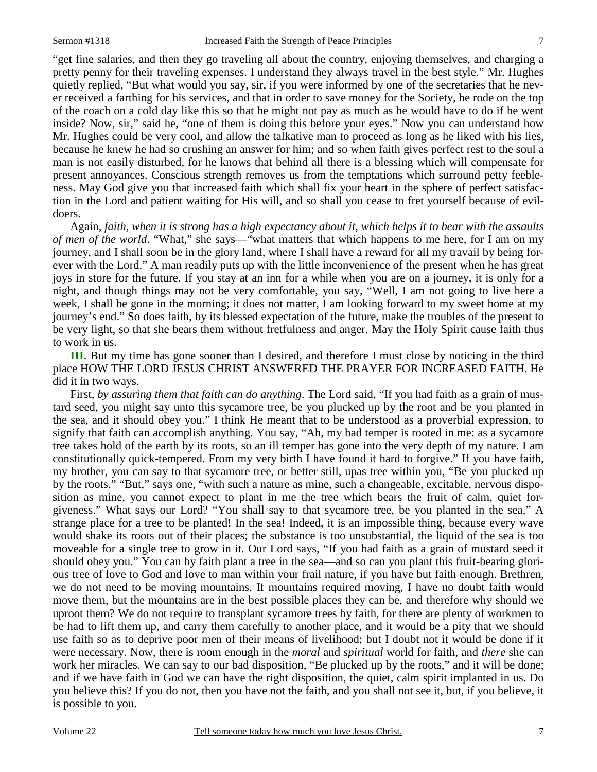"get fine salaries, and then they go traveling all about the country, enjoying themselves, and charging a pretty penny for their traveling expenses. I understand they always travel in the best style." Mr. Hughes quietly replied, "But what would you say, sir, if you were informed by one of the secretaries that he never received a farthing for his services, and that in order to save money for the Society, he rode on the top of the coach on a cold day like this so that he might not pay as much as he would have to do if he went inside? Now, sir," said he, "one of them is doing this before your eyes." Now you can understand how Mr. Hughes could be very cool, and allow the talkative man to proceed as long as he liked with his lies, because he knew he had so crushing an answer for him; and so when faith gives perfect rest to the soul a man is not easily disturbed, for he knows that behind all there is a blessing which will compensate for present annoyances. Conscious strength removes us from the temptations which surround petty feebleness. May God give you that increased faith which shall fix your heart in the sphere of perfect satisfaction in the Lord and patient waiting for His will, and so shall you cease to fret yourself because of evildoers.

Again, *faith, when it is strong has a high expectancy about it, which helps it to bear with the assaults of men of the world*. "What," she says—"what matters that which happens to me here, for I am on my journey, and I shall soon be in the glory land, where I shall have a reward for all my travail by being forever with the Lord." A man readily puts up with the little inconvenience of the present when he has great joys in store for the future. If you stay at an inn for a while when you are on a journey, it is only for a night, and though things may not be very comfortable, you say, "Well, I am not going to live here a week, I shall be gone in the morning; it does not matter, I am looking forward to my sweet home at my journey's end." So does faith, by its blessed expectation of the future, make the troubles of the present to be very light, so that she bears them without fretfulness and anger. May the Holy Spirit cause faith thus to work in us.

**III.** But my time has gone sooner than I desired, and therefore I must close by noticing in the third place HOW THE LORD JESUS CHRIST ANSWERED THE PRAYER FOR INCREASED FAITH. He did it in two ways.

First, *by assuring them that faith can do anything*. The Lord said, "If you had faith as a grain of mustard seed, you might say unto this sycamore tree, be you plucked up by the root and be you planted in the sea, and it should obey you." I think He meant that to be understood as a proverbial expression, to signify that faith can accomplish anything. You say, "Ah, my bad temper is rooted in me: as a sycamore tree takes hold of the earth by its roots, so an ill temper has gone into the very depth of my nature. I am constitutionally quick-tempered. From my very birth I have found it hard to forgive." If you have faith, my brother, you can say to that sycamore tree, or better still, upas tree within you, "Be you plucked up by the roots." "But," says one, "with such a nature as mine, such a changeable, excitable, nervous disposition as mine, you cannot expect to plant in me the tree which bears the fruit of calm, quiet forgiveness." What says our Lord? "You shall say to that sycamore tree, be you planted in the sea." A strange place for a tree to be planted! In the sea! Indeed, it is an impossible thing, because every wave would shake its roots out of their places; the substance is too unsubstantial, the liquid of the sea is too moveable for a single tree to grow in it. Our Lord says, "If you had faith as a grain of mustard seed it should obey you." You can by faith plant a tree in the sea—and so can you plant this fruit-bearing glorious tree of love to God and love to man within your frail nature, if you have but faith enough. Brethren, we do not need to be moving mountains. If mountains required moving, I have no doubt faith would move them, but the mountains are in the best possible places they can be, and therefore why should we uproot them? We do not require to transplant sycamore trees by faith, for there are plenty of workmen to be had to lift them up, and carry them carefully to another place, and it would be a pity that we should use faith so as to deprive poor men of their means of livelihood; but I doubt not it would be done if it were necessary. Now, there is room enough in the *moral* and *spiritual* world for faith, and *there* she can work her miracles. We can say to our bad disposition, "Be plucked up by the roots," and it will be done; and if we have faith in God we can have the right disposition, the quiet, calm spirit implanted in us. Do you believe this? If you do not, then you have not the faith, and you shall not see it, but, if you believe, it is possible to you.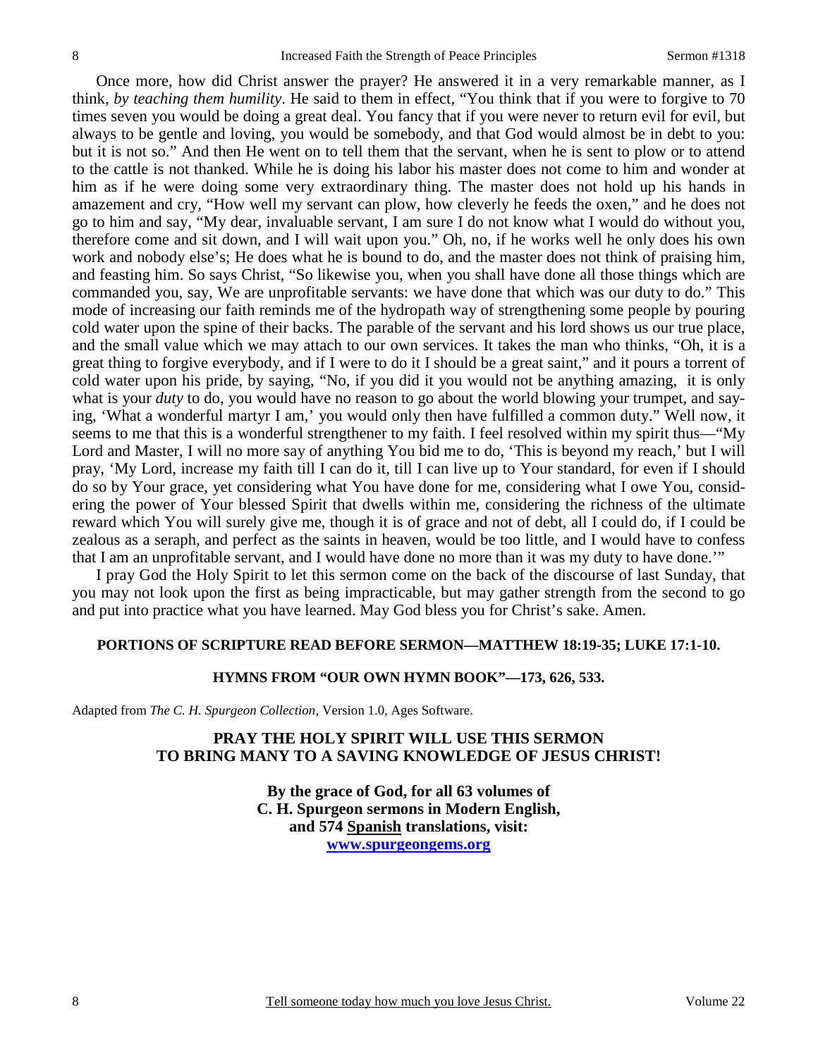Once more, how did Christ answer the prayer? He answered it in a very remarkable manner, as I think, *by teaching them humility*. He said to them in effect, "You think that if you were to forgive to 70 times seven you would be doing a great deal. You fancy that if you were never to return evil for evil, but always to be gentle and loving, you would be somebody, and that God would almost be in debt to you: but it is not so." And then He went on to tell them that the servant, when he is sent to plow or to attend to the cattle is not thanked. While he is doing his labor his master does not come to him and wonder at him as if he were doing some very extraordinary thing. The master does not hold up his hands in amazement and cry, "How well my servant can plow, how cleverly he feeds the oxen," and he does not go to him and say, "My dear, invaluable servant, I am sure I do not know what I would do without you, therefore come and sit down, and I will wait upon you." Oh, no, if he works well he only does his own work and nobody else's; He does what he is bound to do, and the master does not think of praising him, and feasting him. So says Christ, "So likewise you, when you shall have done all those things which are commanded you, say, We are unprofitable servants: we have done that which was our duty to do." This mode of increasing our faith reminds me of the hydropath way of strengthening some people by pouring cold water upon the spine of their backs. The parable of the servant and his lord shows us our true place, and the small value which we may attach to our own services. It takes the man who thinks, "Oh, it is a great thing to forgive everybody, and if I were to do it I should be a great saint," and it pours a torrent of cold water upon his pride, by saying, "No, if you did it you would not be anything amazing, it is only what is your *duty* to do, you would have no reason to go about the world blowing your trumpet, and saying, 'What a wonderful martyr I am,' you would only then have fulfilled a common duty." Well now, it seems to me that this is a wonderful strengthener to my faith. I feel resolved within my spirit thus—"My Lord and Master, I will no more say of anything You bid me to do, 'This is beyond my reach,' but I will pray, 'My Lord, increase my faith till I can do it, till I can live up to Your standard, for even if I should do so by Your grace, yet considering what You have done for me, considering what I owe You, considering the power of Your blessed Spirit that dwells within me, considering the richness of the ultimate reward which You will surely give me, though it is of grace and not of debt, all I could do, if I could be zealous as a seraph, and perfect as the saints in heaven, would be too little, and I would have to confess that I am an unprofitable servant, and I would have done no more than it was my duty to have done.'"

I pray God the Holy Spirit to let this sermon come on the back of the discourse of last Sunday, that you may not look upon the first as being impracticable, but may gather strength from the second to go and put into practice what you have learned. May God bless you for Christ's sake. Amen.

**PORTIONS OF SCRIPTURE READ BEFORE SERMON—MATTHEW 18:19-35; LUKE 17:1-10.**

**HYMNS FROM "OUR OWN HYMN BOOK"—173, 626, 533.**

Adapted from *The C. H. Spurgeon Collection*, Version 1.0, Ages Software.

**PRAY THE HOLY SPIRIT WILL USE THIS SERMON TO BRING MANY TO A SAVING KNOWLEDGE OF JESUS CHRIST!**

**By the grace of God, for all 63 volumes of C. H. Spurgeon sermons in Modern English, and 574 Spanish translations, visit: www.spurgeongems.org**